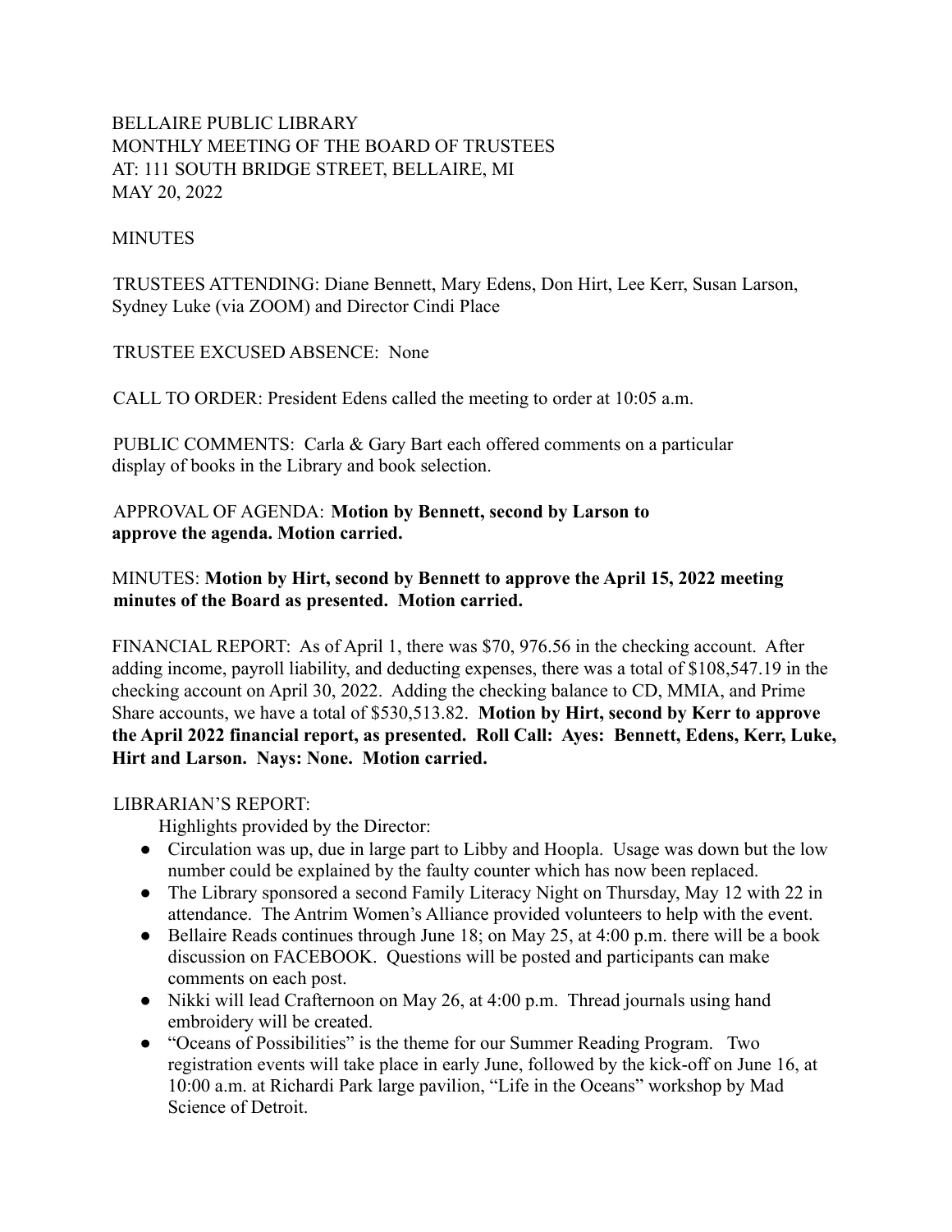BELLAIRE PUBLIC LIBRARY
MONTHLY MEETING OF THE BOARD OF TRUSTEES
AT: 111 SOUTH BRIDGE STREET, BELLAIRE, MI
MAY 20, 2022

MINUTES

TRUSTEES ATTENDING: Diane Bennett, Mary Edens, Don Hirt, Lee Kerr, Susan Larson, Sydney Luke (via ZOOM) and Director Cindi Place

TRUSTEE EXCUSED ABSENCE: None

CALL TO ORDER: President Edens called the meeting to order at 10:05 a.m.

PUBLIC COMMENTS: Carla & Gary Bart each offered comments on a particular display of books in the Library and book selection.

APPROVAL OF AGENDA: **Motion by Bennett, second by Larson to approve the agenda. Motion carried.**

MINUTES: **Motion by Hirt, second by Bennett to approve the April 15, 2022 meeting minutes of the Board as presented. Motion carried.**

FINANCIAL REPORT: As of April 1, there was $70, 976.56 in the checking account. After adding income, payroll liability, and deducting expenses, there was a total of $108,547.19 in the checking account on April 30, 2022. Adding the checking balance to CD, MMIA, and Prime Share accounts, we have a total of $530,513.82. **Motion by Hirt, second by Kerr to approve the April 2022 financial report, as presented. Roll Call: Ayes: Bennett, Edens, Kerr, Luke, Hirt and Larson. Nays: None. Motion carried.**

LIBRARIAN'S REPORT:

Highlights provided by the Director:

- Circulation was up, due in large part to Libby and Hoopla. Usage was down but the low number could be explained by the faulty counter which has now been replaced.
- The Library sponsored a second Family Literacy Night on Thursday, May 12 with 22 in attendance. The Antrim Women's Alliance provided volunteers to help with the event.
- Bellaire Reads continues through June 18; on May 25, at 4:00 p.m. there will be a book discussion on FACEBOOK. Questions will be posted and participants can make comments on each post.
- Nikki will lead Crafternoon on May 26, at 4:00 p.m. Thread journals using hand embroidery will be created.
- "Oceans of Possibilities" is the theme for our Summer Reading Program. Two registration events will take place in early June, followed by the kick-off on June 16, at 10:00 a.m. at Richardi Park large pavilion, "Life in the Oceans" workshop by Mad Science of Detroit.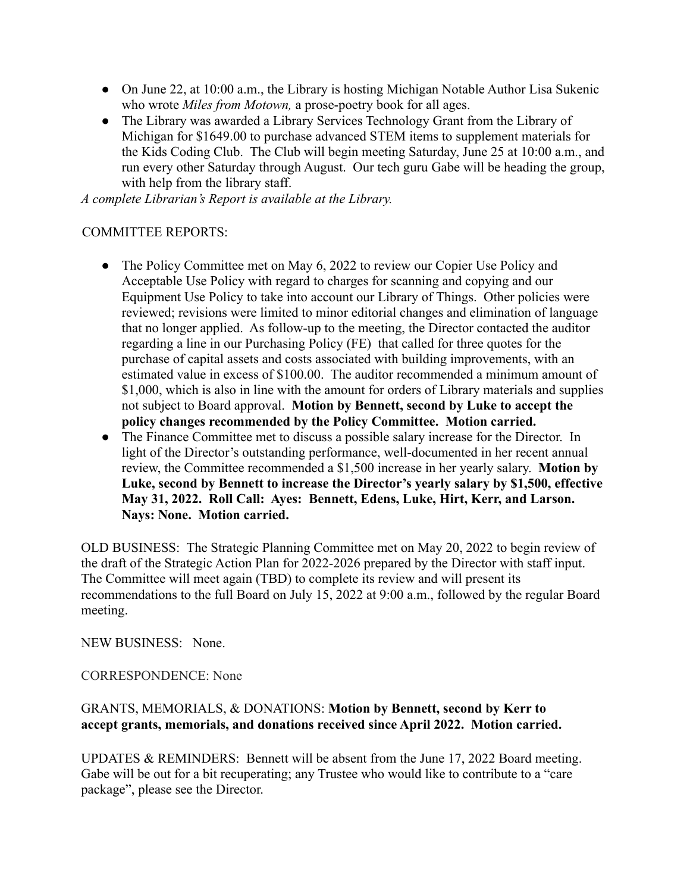- On June 22, at 10:00 a.m., the Library is hosting Michigan Notable Author Lisa Sukenic who wrote *Miles from Motown,* a prose-poetry book for all ages.
- The Library was awarded a Library Services Technology Grant from the Library of Michigan for $1649.00 to purchase advanced STEM items to supplement materials for the Kids Coding Club. The Club will begin meeting Saturday, June 25 at 10:00 a.m., and run every other Saturday through August. Our tech guru Gabe will be heading the group, with help from the library staff.

*A complete Librarian's Report is available at the Library.*

COMMITTEE REPORTS:

- The Policy Committee met on May 6, 2022 to review our Copier Use Policy and Acceptable Use Policy with regard to charges for scanning and copying and our Equipment Use Policy to take into account our Library of Things. Other policies were reviewed; revisions were limited to minor editorial changes and elimination of language that no longer applied. As follow-up to the meeting, the Director contacted the auditor regarding a line in our Purchasing Policy (FE) that called for three quotes for the purchase of capital assets and costs associated with building improvements, with an estimated value in excess of $100.00. The auditor recommended a minimum amount of $1,000, which is also in line with the amount for orders of Library materials and supplies not subject to Board approval. **Motion by Bennett, second by Luke to accept the policy changes recommended by the Policy Committee. Motion carried.**
- The Finance Committee met to discuss a possible salary increase for the Director. In light of the Director's outstanding performance, well-documented in her recent annual review, the Committee recommended a $1,500 increase in her yearly salary. **Motion by Luke, second by Bennett to increase the Director's yearly salary by $1,500, effective May 31, 2022. Roll Call: Ayes: Bennett, Edens, Luke, Hirt, Kerr, and Larson. Nays: None. Motion carried.**

OLD BUSINESS: The Strategic Planning Committee met on May 20, 2022 to begin review of the draft of the Strategic Action Plan for 2022-2026 prepared by the Director with staff input. The Committee will meet again (TBD) to complete its review and will present its recommendations to the full Board on July 15, 2022 at 9:00 a.m., followed by the regular Board meeting.

NEW BUSINESS: None.

CORRESPONDENCE: None

GRANTS, MEMORIALS, & DONATIONS: **Motion by Bennett, second by Kerr to accept grants, memorials, and donations received since April 2022. Motion carried.**

UPDATES & REMINDERS: Bennett will be absent from the June 17, 2022 Board meeting. Gabe will be out for a bit recuperating; any Trustee who would like to contribute to a "care package", please see the Director.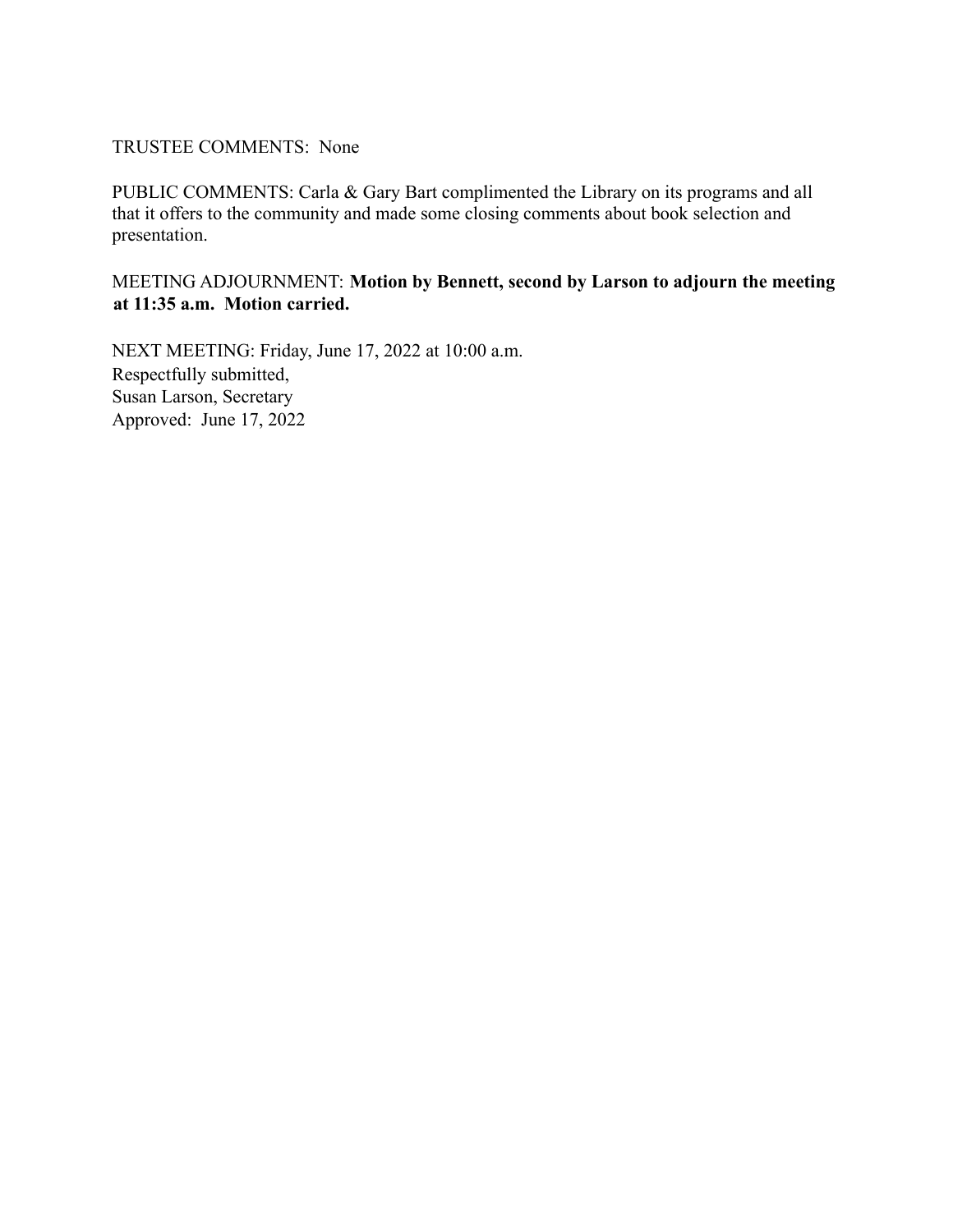TRUSTEE COMMENTS: None

PUBLIC COMMENTS: Carla & Gary Bart complimented the Library on its programs and all that it offers to the community and made some closing comments about book selection and presentation.

MEETING ADJOURNMENT: **Motion by Bennett, second by Larson to adjourn the meeting at 11:35 a.m. Motion carried.**

NEXT MEETING: Friday, June 17, 2022 at 10:00 a.m.  
Respectfully submitted,  
Susan Larson, Secretary  
Approved: June 17, 2022